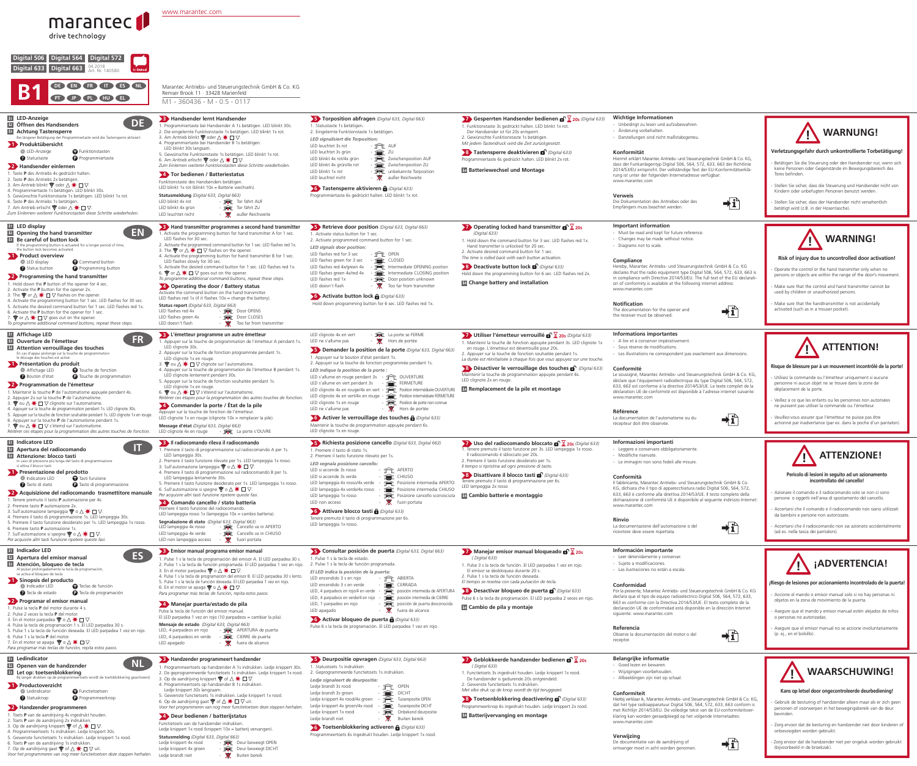marantec drive technology

www.marantec.com

Digital 506 | Digital 564 | Digital 572
Digital 633 | Digital 663

04.2018
Art. Nr. 140580

# B1

DE EN FR IT ES NL PT JP PL HU EL

Marantec Antriebs- und Steuerungstechnik GmbH & Co. KG
Remser Brook 11 · 33428 Marienfeld

M1 - 360436 - M - 0.5 - 0117

---

## DE

**L1 LED-Anzeige**
**L2 Öffnen des Handsenders**
**L3 Achtung Tastensperre**
Bei längerer Betätigung der Programmiertaste wird die Tastensperre aktiviert.

### 1 Produktübersicht
- LED-Anzeige
- Funktionstasten
- Statustaste
- Programmiertaste

### 2 Handsender einlernen
1. Taste P des Antriebs 4s gedrückt halten.
2. Taste P des Antriebs 2x betätigen.
3. Am Antrieb blinkt oder △ ✳ ☐ ▽.
4. Programmiertaste 1s betätigen. LED blinkt 30s.
5. Gewünschte Funktionstaste 1s betätigen. LED blinkt 1x rot.
6. Taste P des Antriebs 1s betätigen.
7. Am Antrieb erlischt oder △ ✳ ☐ ▽.

*Zum Einlernen weiterer Funktionstasten diese Schritte wiederholen.*

### 3 Handsender lernt Handsender
1. Programmiertaste bei Handsender A 1s betätigen. LED blinkt 30s.
2. Die eingelernte Funktionstaste 1s betätigen. LED blinkt 1x rot.
3. Am Antrieb blinkt oder △ ✳ ☐ ▽.
4. Programmiertaste bei Handsender B 1s betätigen. LED blinkt 30s langsam.
5. Gewünschte Funktionstaste 1s betätigen. LED blinkt 1x rot.
6. Am Antrieb erlischt oder △ ✳ ☐ ▽.

*Zum Einlernen weiterer Funktionstasten diese Schritte wiederholen.*

### 4 Tor bedienen / Batteriestatus
Funktionstaste des Handsenders betätigen.
LED blinkt 1x rot (blinkt 10x = Batterie wechseln).

**Statusmeldung** *(Digital 633, Digital 663)*

| | | |
|---|---|---|
| LED blinkt 4x rot | » | Tor fährt AUF |
| LED blinkt 4x grün | » | Tor fährt ZU |
| LED leuchtet nicht | » | außer Reichweite |

### 5 Torposition abfragen *(Digital 633, Digital 663)*
1. Statustaste 1s betätigen.
2. Eingelernte Funktionstaste 1s betätigen.

*LED signalisiert die Torposition:*

| | | |
|---|---|---|
| LED leuchtet 3s rot | » | AUF |
| LED leuchtet 3s grün | » | ZU |
| LED blinkt 4x rot/4x grün | » | Zwischenposition AUF |
| LED blinkt 4x grün/4x rot | » | Zwischenposition ZU |
| LED blinkt 1x rot | » | unbekannte Torposition |
| LED leuchtet nicht | » | außer Reichweite |

### 6 Tastensperre aktivieren *(Digital 633)*
Programmiertaste 6s gedrückt halten. LED blinkt 1x rot.

### 7 Gesperrten Handsender bedienen 20s *(Digital 633)*
1. Funktionstaste 3s gedrückt halten. LED blinkt 1x rot. Der Handsender ist für 20s entsperrt.
2. Gewünschte Funktionstaste 1s betätigen.

*Mit jedem Tastendruck wird die Zeit zurückgesetzt.*

### 8 Tastensperre deaktivieren *(Digital 633)*
Programmiertaste 6s gedrückt halten. LED blinkt 2x rot.

### L4 Batteriewechsel und Montage

### Wichtige Informationen
- Unbedingt zu lesen und aufzubewahren.
- Änderung vorbehalten.
- Darstellungen sind nicht maßstabsgetreu.

### Konformität
Hiermit erklärt Marantec Antriebs- und Steuerungstechnik GmbH & Co. KG, dass der Funkanlagentyp Digital 506, 564, 572, 633, 663 der Richtlinie 2014/53/EU entspricht. Der vollständige Text der EU-Konformitätserklärung ist unter der folgenden Internetadresse verfügbar: www.marantec.com

### Verweis
Die Dokumentation des Antriebes oder des Empfängers muss beachtet werden.

### ! WARNUNG!
**Verletzungsgefahr durch unkontrollierte Torbetätigung!**
- Betätigen Sie die Steuerung oder den Handsender nur, wenn sich keine Personen oder Gegenstände im Bewegungsbereich des Tores befinden.
- Stellen Sie sicher, dass die Steuerung und Handsender nicht von Kindern oder unbefugten Personen benutzt werden.
- Stellen Sie sicher, dass der Handsender nicht versehentlich betätigt wird (z.B. in der Hosentasche).

---

## EN

**L1 LED display**
**L2 Opening the hand transmitter**
**L3 Be careful of button lock**
If the programming button is actuated for a longer period of time, the button lock becomes activated.

### 1 Product overview
- LED display
- Command button
- Status button
- Programming button

### 2 Programming the hand transmitter
1. Hold down the **P** button of the opener for 4 sec.
2. Activate the **P** button for the opener 2x.
3. The or △ ✳ ☐ ▽ flashes on the opener.
4. Activate the programming button for 1 sec. LED flashes for 30 sec.
5. Activate the desired command button for 1 sec. LED flashes red 1x.
6. Activate the **P** button for the opener for 1 sec.
7. or △ ✳ ☐ ▽ goes out on the opener.

*To programme additional command buttons, repeat these steps.*

### 3 Hand transmitter programmes a second hand transmitter
1. Activate the programming button for hand transmitter A for 1 sec. LED flashes for 30 sec.
2. Activate the programmed command button for 1 sec. LED flashes red 1x.
3. The or △ ✳ ☐ ▽ flashes on the opener.
4. Activate the programming button for hand transmitter B for 1 sec. LED flashes slowly for 30 sec.
5. Activate the desired command button for 1 sec. LED flashes red 1x.
6. or △ ✳ ☐ ▽ goes out on the opener.

*To programme additional command buttons, repeat these steps.*

### 4 Operating the door / Battery status
Activate the command button on the hand transmitter.
LED flashes red 1x (if it flashes 10x = change the battery).

**Status report** *(Digital 633, Digital 663)*

| | | |
|---|---|---|
| LED flashes red 4x | » | Door OPENS |
| LED flashes green 4x | » | Door CLOSES |
| LED doesn't flash | » | Too far from transmitter |

### 5 Retrieve door position *(Digital 633, Digital 663)*
1. Activate status button for 1 sec.
2. Activate programmed command button for 1 sec.

*LED signals door position:*

| | | |
|---|---|---|
| LED flashes red for 3 sec | » | OPEN |
| LED flashes green for 3 sec | » | CLOSED |
| LED flashes red 4x/green 4x | » | Intermediate OPENING position |
| LED flashes green 4x/red 4x | » | Intermediate CLOSING position |
| LED flashes red 1x | » | Door position unknown |
| LED doesn't flash | » | Too far from transmitter |

### 6 Activate button lock *(Digital 633)*
Hold down the programming button for 6 sec. LED flashes red 1x.

### 7 Operating locked hand transmitter 20s *(Digital 633)*
1. Hold down the command button for 3 sec. LED flashes red 1x. Hand transmitter is unlocked for 20 sec.
2. Activate desired command button for 1 sec.

*The time is rolled back with each button activation.*

### 8 Deactivate button lock *(Digital 633)*
Hold down the programming button for 6 sec. LED flashes red 2x.

### L4 Change battery and installation

### Important information
- Must be read and kept for future reference.
- Changes may be made without notice.
- Diagrams not to scale.

### Compliance
Hereby, Marantec Antriebs- und Steuerungstechnik GmbH & Co. KG declares that the radio equipment type Digital 506, 564, 572, 633, 663 is in compliance with Directive 2014/53/EU. The full text of the EU declaration of conformity is available at the following internet address: www.marantec.com

### Notification
The documentation for the opener and the receiver must be observed.

### ! WARNING!
**Risk of injury due to uncontrolled door activation!**
- Operate the control or the hand transmitter only when no persons or objects are within the range of the door's movement.
- Make sure that the control and hand transmitter cannot be used by children or unauthorized persons.
- Make sure that the handtransmitter is not accidentally activated (such as in a trouser pocket).

---

## FR

**L1 Affichage LED**
**L2 Ouverture de l'émetteur**
**L3 Attention verrouillage des touches**
En cas d'appui prolongé sur la touche de programmation le blocage des touches est activé.

### 1 Présentation du produit
- Affichage LED
- Touche de fonction
- Bouton d'état
- Touche de programmation

### 2 Programmation de l'émetteur
1. Maintenir la touche **P** de l'automatisme appuyée pendant 4s.
2. Appuyer 2x sur la touche **P** de l'automatisme.
3. ou △ ✳ ☐ ▽ clignote sur l'automatisme.
4. Appuyer sur la touche de programmation pendant 1s. LED clignote 30s.
5. Appuyer sur la touche de fonction souhaitée pendant 1s. LED clignote 1x en rouge.
6. Appuyer sur la touche **P** de l'automatisme pendant 1s.
7. ou △ ✳ ☐ ▽ s'éteind sur l'automatisme.

*Réitérer ces étapes pour la programmation des autres touches de fonction.*

### 3 L'émetteur programme un autre émetteur
1. Appuyer sur la touche de programmation de l'émetteur A pendant 1s. LED clignote 30s.
2. Appuyer sur la touche de fonction programmée pendant 1s. LED clignote 1x en rouge.
3. ou △ ✳ ☐ ▽ clignote sur l'automatisme.
4. Appuyer sur la touche de programmation de l'émetteur B pendant 1s. LED clignote lentement pendant 30s.
5. Appuyer sur la touche de fonction souhaitée pendant 1s. LED clignote 1x en rouge.
6. ou △ ✳ ☐ ▽ s'éteind sur l'automatisme.

*Réitérer ces étapes pour la programmation des autres touches de fonction.*

### 4 Commander la porte / État de la pile
Appuyer sur la touche de fonction de l'émetteur.
LED clignote 1x en rouge (clignote 10x = remplacer la pile).

**Message d'état** *(Digital 633, Digital 663)*

| | | |
|---|---|---|
| LED clignote 4x en rouge | » | La porte s'OUVRE |
| LED clignote 4x en vert | » | La porte se FERME |
| LED ne s'allume pas | » | Hors de portée |

### 5 Demander la position de la porte *(Digital 633, Digital 663)*
1. Appuyer sur le bouton d'état pendant 1s.
2. Appuyer sur la touche de fonction programmée pendant 1s.

*LED indique la position de la porte :*

| | | |
|---|---|---|
| LED s'allume en rouge pendant 3s | » | OUVERTURE |
| LED s'allume en vert pendant 3s | » | FERMETURE |
| LED clignote 4x en rouge/4x en vert | » | Position intermédiaire OUVERTURE |
| LED clignote 4x en vert/4x en rouge | » | Position intermédiaire FERMETURE |
| LED clignote 1x en rouge | » | Position de porte non connue |
| LED ne s'allume pas | » | Hors de portée |

### 6 Activer le verrouillage des touches *(Digital 633)*
Maintenir la touche de programmation appuyée pendant 6s.
LED clignote 1x en rouge.

### 7 Utiliser l'émetteur verrouillé 20s *(Digital 633)*
1. Maintenir la touche de fonction appuyée pendant 3s. LED clignote 1x en rouge. L'émetteur est déverrouillé pour 20s.
2. Appuyer sur la touche de fonction souhaitée pendant 1s.

*La durée est réinitialisée à chaque fois que vous appuyez sur une touche.*

### 8 Désactiver le verrouillage des touches *(Digital 633)*
Maintenir la touche de programmation appuyée pendant 6s.
LED clignote 2x en rouge.

### L4 Remplacement de la pile et montage

### Informations importantes
- A lire et à conserver impérativement.
- Sous réserve de modifications.
- Les illustrations ne correspondent pas exactement aux dimensions.

### Conformité
Le soussigné, Marantec Antriebs- und Steuerungstechnik GmbH & Co. KG, déclare que l'équipement radioélectrique du type Digital 506, 564, 572, 633, 663 est conforme à la directive 2014/53/UE. Le texte complet de la déclaration UE de conformité est disponible à l'adresse internet suivante: www.marantec.com

### Référence
La documentation de l'automatisme ou du récepteur doit être observée.

### ! ATTENTION!
**Risque de blessure par à un mouvement incontrôlé de la porte!**
- Utilisez la commande ou l'émetteur uniquement si aucune personne ni aucun objet ne se trouve dans la zone de déplacement de la porte.
- Veillez à ce que les enfants ou les personnes non autorisées ne puissent pas utiliser la commande ou l'émetteur.
- Veuillez-vous assurer que l'émetteur ne puisse pas être actionné par inadvertance (par ex. dans la poche d'un pantalon).

---

## IT

**L1 Indicatore LED**
**L2 Apertura del radiocomando**
**L3 Attenzione: blocco tasti**
In caso di pressione più lunga del tasto di programmazione si attiva il blocco tasti.

### 1 Presentazione del prodotto
- Indicatore LED
- Tasti funzione
- Tasto di stato
- Tasto di programmazione

### 2 Acquisizione del radiocomando trasmettitore manuale
1. Tenere premuto il tasto **P** automazione per 4s.
2. Premere tasto **P** automazione 2x.
3. Sull'automazione lampeggia o △ ✳ ☐ ▽.
4. Premere il tasto di programmazione 1s. LED lampeggia 30s.
5. Premere il tasto funzione desiderato per 1s. LED lampeggia 1x rosso.
6. Premere tasto **P** automazione 1s.
7. Sull'automazione si spegne o △ ✳ ☐ ▽.

*Per acquisire altri tasti funzione ripetere questi fasi.*

### 3 Il radiocomando rileva il radiocomando
1. Premere il tasto di programmazione sul radiocomando A per 1s. LED lampeggia 30s.
2. Premere il tasto funzione rilevato per 1s. LED lampeggia 1x rosso.
3. Sull'automazione lampeggia o △ ✳ ☐ ▽.
4. Premere il tasto di programmazione sul radiocomando B per 1s. LED lampeggia lentamente 30s.
5. Premere il tasto funzione desiderato per 1s. LED lampeggia 1x rosso.
6. Sull'automazione si spegne o △ ✳ ☐ ▽.

*Per acquisire altri tasti funzione ripetere questi fasi.*

### 4 Comando cancello / stato batteria
Premere il tasto funzione del radiocomando.
LED lampeggia rosso 1x (lampeggia 10x = cambio batteria).

**Segnalazione di stato** *(Digital 633, Digital 663)*

| | | |
|---|---|---|
| LED lampeggia 4x rosso | » | Cancello va in APERTO |
| LED lampeggia 4x verde | » | Cancello va in CHIUSO |
| LED non lampeggia acceso | » | fuori portata |

### 5 Richiesta posizione cancello *(Digital 633, Digital 663)*
1. Premere il tasto di stato 1s.
2. Premere il tasto funzione rilevato per 1s.

*LED segnala posizione cancello:*

| | | |
|---|---|---|
| LED si accende 3s rosso | » | APERTO |
| LED si accende 3s verde | » | CHIUSO |
| LED lampeggia 4x rosso/4x verde | » | Posizione intermedia APERTO |
| LED lampeggia 4x verde/4x rosso | » | Posizione intermedia CHIUSO |
| LED lampeggia 1x rosso | » | Posizione cancello sconosciuta |
| LED non acceso | » | fuori portata |

### 6 Attivare blocco tasti *(Digital 633)*
Tenere premuto il tasto di programmazione per 6s.
LED lampeggia 1x rosso.

### 7 Uso del radiocomando bloccato 20s *(Digital 633)*
1. Tenere premuto il tasto funzione per 3s. LED lampeggia 1x rosso. Il radiocomando è sbloccato per 20s.
2. Premere il tasto funzione desiderato per 1s.

*Il tempo si ripristina ad ogni pressione di tasto.*

### 8 Disattivare il blocco tasti *(Digital 633)*
Tenere premuto il tasto di programmazione per 6s.
LED lampeggia 2x rosso

### L4 Cambio batterie e montaggio

### Informazioni importanti
- Leggere e conservare obbligatoriamente.
- Modifiche riservate.
- Le immagini non sono fedeli alle misure.

### Conformità
Il fabbricante, Marantec Antriebs- und Steuerungstechnik GmbH & Co. KG, dichiara che il tipo di apparecchiatura radio Digital 506, 564, 572, 633, 663 è conforme alla direttiva 2014/53/UE. Il testo completo della dichiarazione di conformità UE è disponibile al seguente indirizzo Internet: www.marantec.com

### Rinvio
La documentazione dell'automazione o del ricevitore deve essere rispettata.

### ! ATTENZIONE!
**Pericolo di lesioni in seguito ad un azionamento incontrollato del cancello!**
- Azionare il comando e il radiocomando solo se non ci sono persone o oggetti nell'area di spostamento del cancello.
- Accertarsi che il comando e il radiocomando non siano utilizzati da bambini e persone non autorizzate.
- Accertarsi che il radiocomando non sia azionato accidentalmente (ad es. nella tasca dei pantaloni).

---

## ES

**L1 Indicador LED**
**L2 Apertura del emisor manual**
**L3 Atención, bloqueo de tecla**
Al pulsar prolongadamente la tecla de programación, se activa el bloqueo de tecla.

### 1 Sinopsis del producto
- Indicador LED
- Teclas de función
- Tecla de estado
- Tecla de programación

### 2 Programar el emisor manual
1. Pulse la tecla **P** del motor durante 4 s.
2. Pulse 2 veces la tecla **P** del motor.
3. En el motor parpadea o △ ✳ ☐ ▽.
4. Pulse la tecla de programación 1 s. El LED parpadea 30 s.
5. Pulse 1 s la tecla de función deseada. El LED parpadea 1 vez en rojo.
6. Pulse 1 s la tecla **P** del motor.
7. En el motor se apaga o △ ✳ ☐ ▽.

*Para programar más teclas de función, repita estos pasos.*

### 3 Emisor manual programa emisor manual
1. Pulse 1 s la tecla de programación del emisor A. El LED parpadea 30 s.
2. Pulse 1 s la tecla de función programada. El LED parpadea 1 vez en rojo.
3. En el motor parpadea o △ ✳ ☐ ▽.
4. Pulse 1 s la tecla de programación del emisor B. El LED parpadea 30 s lento.
5. Pulse 1 s la tecla de función deseada. El LED parpadea 1 vez en rojo.
6. En el motor se apaga o △ ✳ ☐ ▽.

*Para programar más teclas de función, repita estos pasos.*

### 4 Manejar puerta/estado de pila
Pulse la tecla de función del emisor manual.
El LED parpadea 1 vez en rojo (10 parpadeos = cambiar la pila).

**Mensaje de estado** *(Digital 633, Digital 663)*

| | | |
|---|---|---|
| LED, 4 parpadeos en rojo | » | APERTURA de puerta |
| LED, 4 parpadeos en verde | » | CIERRE de puerta |
| LED apagado | » | fuera de alcance |

### 5 Consultar posición de puerta *(Digital 633, Digital 663)*
1. Pulse 1 s la tecla de estado.
2. Pulse 1 s la tecla de función programada.

*El LED indica la posición de la puerta:*

| | | |
|---|---|---|
| LED encendido 3 s en rojo | » | ABIERTA |
| LED encendido 3 s en verde | » | CERRADA |
| LED, 4 parpadeos en rojo/4 en verde | » | posición intermedia de APERTURA |
| LED, 4 parpadeos en verde/4 en rojo | » | posición intermedia de CIERRE |
| LED, 1 parpadeo en rojo | » | posición de puerta desconocida |
| LED apagado | » | fuera de alcance |

### 6 Activar bloqueo de puerta *(Digital 633)*
Pulse 6 s la tecla de programación. El LED parpadea 1 vez en rojo.

### 7 Manejar emisor manual bloqueado 20s *(Digital 633)*
1. Pulse 3 s la tecla de función. El LED parpadea 1 vez en rojo. El emisor se desbloquea durante 20 s.
2. Pulse 1 s la tecla de función deseada.

*El tiempo se resetea con cada pulsación de tecla.*

### 8 Desactivar bloqueo de puerta *(Digital 633)*
Pulse 6 s la tecla de programación. El LED parpadea 2 veces en rojo.

### L4 Cambio de pila y montaje

### Información importante
- Leer detenidamente y conservar.
- Sujeto a modificaciones.
- Las ilustraciones no están a escala.

### Conformidad
Por la presente, Marantec Antriebs- und Steuerungstechnik GmbH & Co. KG declara que el tipo de equipo radioeléctrico Digital 506, 564, 572, 633, 663 es conforme con la Directiva 2014/53/UE. El texto completo de la declaración UE de conformidad está disponible en la dirección Internet siguiente: www.marantec.com

### Referencia
Observe la documentación del motor o del receptor.

### ! ¡ADVERTENCIA!
**¡Riesgo de lesiones por accionamiento incontrolado de la puerta!**
- Accione el mando o emisor manual solo si no hay personas ni objetos en la zona de movimiento de la puerta.
- Asegure que el mando y emisor manual estén alejados de niños o personas no autorizadas.
- Asegure que el emisor manual no se accione involuntariamente (p. ej., en el bolsillo).

---

## NL

**L1 Ledindicator**
**L2 Openen van de handzender**
**L3 Let op: toetsenblokkering**
Bij langer drukken op de programmeertoets wordt de toetsblokkering geactiveerd.

### 1 Productoverzicht
- Ledindicator
- Functietoetsen
- Statusknop
- Programmeerknop

### 2 Handzender programmeren
1. Toets **P** van de aandrijving 4s ingedrukt houden.
2. Toets **P** van de aandrijving 2x indrukken.
3. Op de aandrijving knippert of △ ✳ ☐ ▽.
4. Programmeertoets 1s indrukken. Ledje knippert 30s.
5. Gewenste functietoets 1s indrukken. Ledje knippert 1x rood.
6. Toets **P** van de aandrijving 1s indrukken.
7. Op de aandrijving gaat of △ ✳ ☐ ▽ uit.

*Voor het programmeren van nog meer functietoetsen deze stappen herhalen.*

### 3 Handzender programmeert handzender
1. Programmeertoets op handzender A 1s indrukken. Ledje knippert 30s.
2. De geprogrammeerde functietoets 1s indrukken. Ledje knippert 1x rood.
3. Op de aandrijving knippert of △ ✳ ☐ ▽.
4. Programmeertoets op handzender B 1s indrukken. Ledje knippert 30s langzaam.
5. Gewenste functietoets 1s indrukken. Ledje knippert 1x rood.
6. Op de aandrijving gaat of △ ✳ ☐ ▽ uit.

*Voor het programmeren van nog meer functietoetsen deze stappen herhalen.*

### 4 Deur bedienen / batterijstatus
Functietoets van de handzender indrukken.
Ledje knippert 1x rood (knippert 10x = batterij vervangen).

**Statusmelding** *(Digital 633, Digital 663)*

| | | |
|---|---|---|
| Ledje knippert 4x rood | » | Deur beweegt OPEN |
| Ledje knippert 4x groen | » | Deur beweegt DICHT |
| Ledje brandt niet | » | Buiten bereik |

### 5 Deurpositie opvragen *(Digital 633, Digital 663)*
1. Statustoets 1s indrukken.
2. Geprogrammeerde functietoets 1s indrukken.

*Ledje signaleert de deurpositie:*

| | | |
|---|---|---|
| Ledje brandt 3s rood | » | OPEN |
| Ledje brandt 3s groen | » | DICHT |
| Ledje knippert 4x rood/4x groen | » | Tussenpositie OPEN |
| Ledje knippert 4x groen/4x rood | » | Tussenpositie DICHT |
| Ledje knippert 1x rood | » | Onbekend deurpositie |
| Ledje brandt niet | » | Buiten bereik |

### 6 Toetsenblokkering activeren *(Digital 633)*
Programmeertoets 6s ingedrukt houden. Ledje knippert 1x rood.

### 7 Geblokkeerde handzender bedienen 20s *(Digital 633)*
1. Functietoets 3s ingedrukt houden. Ledje knippert 1x rood. De handzender is gedurende 20s ontgrendeld.
2. Gewenste functietoets 1s indrukken.

*Met elke druk op de knop wordt de tijd teruggezet.*

### 8 Toetsenblokkering deactivering *(Digital 633)*
Programmeertoets 6s ingedrukt houden. Ledje knippert 2x rood.

### L4 Batterijvervanging en montage

### Belangrijke informatie
- Goed lezen en bewaren.
- Wijzigingen voorbehouden.
- Afbeeldingen zijn niet op schaal.

### Conformiteit
Hierbij verklaar ik, Marantec Antriebs- und Steuerungstechnik GmbH & Co. KG, dat het type radioapparatuur Digital 506, 564, 572, 633, 663 conform is met Richtlijn 2014/53/EU. De volledige tekst van de EU-conformiteitsverklaring kan worden geraadpleegd op het volgende internetadres: www.marantec.com

### Verwijzing
De documentatie van de aandrijving of ontvanger moet in acht worden genomen.

### ! WAARSCHUWING!
**Kans op letsel door ongecontroleerde deurbediening!**
- Gebruik de besturing of handzender alleen maar als er zich geen personen of voorwerpen in het bewegingsbereik van de deur bevinden.
- Zorg ervoor dat de besturing en handzender niet door kinderen of onbevoegden worden gebruikt.
- Zorg ervoor dat de handzender niet per ongeluk worden gebruikt (bijvoorbeeld in de broekzak).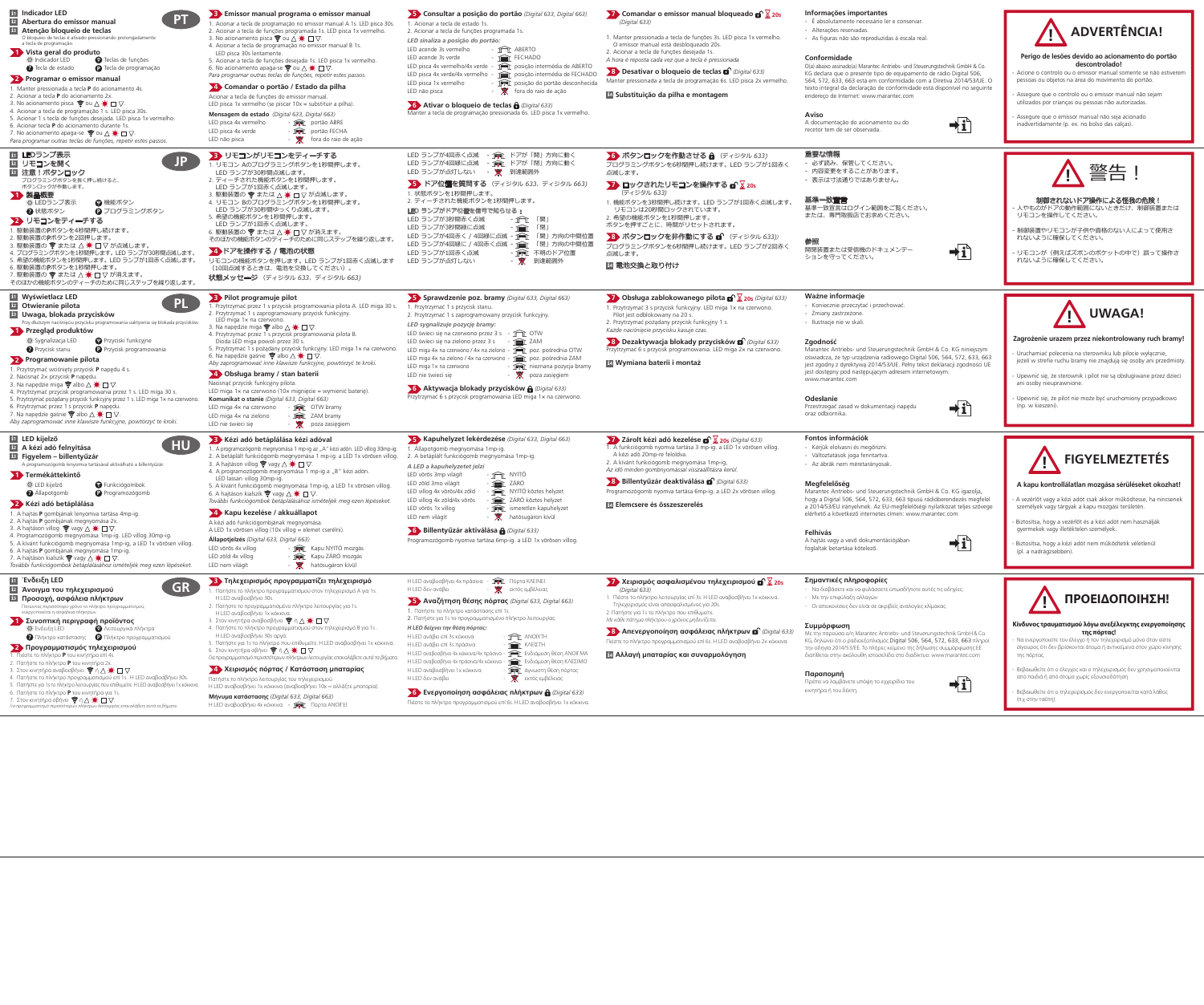# PT

**11 Indicador LED**
**12 Abertura do emissor manual**
**13 Atenção bloqueio de teclas**
O bloqueio de teclas é ativado pressionando prolongadamente a tecla de programação.

## 1 Vista geral do produto

- Ⓐ Indicador LED
- Ⓑ Teclas de funções
- Ⓒ Tecla de estado
- Ⓓ Tecla de programação

## 2 Programar o emissor manual

1. Manter pressionada a tecla **P** do acionamento 4s.
2. Acionar a tecla **P** do acionamento 2x.
3. No acionamento pisca ou △ ✷ □ ▽.
4. Acionar a tecla de programação no emissor manual A 1s. LED pisca 30s.
5. Acionar 1 s tecla de funções desejada. LED pisca 1x vermelho.
6. Acionar tecla **P** do acionamento durante 1s.
7. No acionamento apaga-se ou △ ✷ □ ▽.

*Para programar outras teclas de funções, repetir estes passos.*

## 3 Emissor manual programa o emissor manual

1. Acionar a tecla de programação no emissor manual A 1s. LED pisca 30s.
2. Acionar a tecla de funções programada 1s. LED pisca 1x vermelho.
3. No acionamento pisca ou △ ✷ □ ▽.
4. Acionar a tecla de programação no emissor manual B 1s. LED pisca 30s lentamente.
5. Acionar a tecla de funções desejada 1s. LED pisca 1x vermelho.
6. No acionamento apaga-se ou △ ✷ □ ▽.

*Para programar outras teclas de funções, repetir estes passos.*

## 4 Comandar o portão / Estado da pilha

Acionar a tecla de funções do emissor manual.
LED pisca 1x vermelho (se piscar 10x = substituir a pilha).

**Mensagem de estado** *(Digital 633, Digital 663)*

| | |
|---|---|
| LED pisca 4x vermelho | portão ABRE |
| LED pisca 4x verde | portão FECHA |
| LED não pisca | fora do raio de ação |

## 5 Consultar a posição do portão *(Digital 633, Digital 663)*

1. Acionar a tecla de estado 1s.
2. Acionar a tecla de funções programada 1s.

*LED sinaliza a posição do portão:*

| | |
|---|---|
| LED acende 3s vermelho | ABERTO |
| LED acende 3s verde | FECHADO |
| LED pisca 4x vermelho/4x verde | posição intermédia de ABERTO |
| LED pisca 4x verde/4x vermelho | posição intermédia de FECHADO |
| LED pisca 1x vermelho | posição do portão desconhecida |
| LED não pisca | fora do raio de ação |

## 6 Ativar o bloqueio de teclas *(Digital 633)*

Manter a tecla de programação pressionada 6s. LED pisca 1x vermelho.

## 7 Comandar o emissor manual bloqueado 20s *(Digital 633)*

1. Manter pressionada a tecla de funções 3s. LED pisca 1x vermelho. O emissor manual está desbloqueado 20s.
2. Acionar a tecla de funções desejada 1s.

*A hora é reposta cada vez que a tecla é pressionada*

## 8 Desativar o bloqueio de teclas *(Digital 633)*

Manter pressionada a tecla de programação 6s. LED pisca 2x vermelho.

**14 Substituição da pilha e montagem**

### Informações importantes

- É absolutamente necessário ler e conservar.
- Alterações reservadas.
- As figuras não são reproduzidas à escala real.

### Conformidade

O(a) abaixo assinado(a) Marantec Antriebs- und Steuerungstechnik GmbH & Co. KG declara que o presente tipo de equipamento de rádio Digital 506, 564, 572, 633, 663 está em conformidade com a Diretiva 2014/53/UE. O texto integral da declaração de conformidade está disponível no seguinte endereço de Internet: www.marantec.com

### Aviso

A documentação do acionamento ou do recetor tem de ser observada.

### ADVERTÊNCIA!

**Perigo de lesões devido ao acionamento do portão descontrolado!**

- Acione o controlo ou o emissor manual somente se não estiverem pessoas ou objetos na área do movimento do portão.
- Assegure que o controlo ou o emissor manual não sejam utilizados por crianças ou pessoas não autorizadas.
- Assegure que o emissor manual não seja acionado inadvertidamente (p. ex. no bolso das calças).

# JP

**11 LEDランプ表示**
**12 リモコンを開く**
**13 注意！ボタンロック**
プログラミングボタンを長く押し続けると、ボタンロックが作動します。

## 1 製品概要

- Ⓐ LEDランプ表示
- Ⓑ 機能ボタン
- Ⓒ 状態ボタン
- Ⓓ プログラミングボタン

## 2 リモコンをティーチする

1. 駆動装置の**P**ボタンを4秒間押し続けます。
2. 駆動装置の**P**ボタンを2回押します。
3. 駆動装置の または △ ✷ □ ▽ が点滅します。
4. プログラミングボタンを1秒間押します。LED ランプが30秒間点滅します。
5. 希望の機能ボタンを1秒間押します。LED ランプが1回赤く点滅します。
6. 駆動装置の**P**ボタンを1秒間押します。
7. 駆動装置の または △ ✷ □ ▽ が消えます。

そのほかの機能ボタンのティーチのために同じステップを繰り返します。

## 3 リモコンがリモコンをティーチする

1. リモコン Aのプログラミングボタンを1秒間押します。LED ランプが30秒間点滅します。
2. ティーチされた機能ボタンを1秒間押します。LED ランプが1回赤く点滅します。
3. 駆動装置の または △ ✷ □ ▽ が点滅します。
4. リモコン Bのプログラミングボタンを1秒間押します。LED ランプが30秒間ゆっくり点滅します。
5. 希望の機能ボタンを1秒間押します。LED ランプが1回赤く点滅します。
6. 駆動装置の または △ ✷ □ ▽ が消えます。

そのほかの機能ボタンのティーチのために同じステップを繰り返します。

## 4 ドアを操作する / 電池の状態

リモコンの機能ボタンを押します。LED ランプが1回赤く点滅します（10回点滅するときは、電池を交換してください）。

**状態メッセージ**（ディジタル 633、ディジタル 663）

| | |
|---|---|
| LED ランプが4回赤く点滅 | ドアが「開」方向に動く |
| LED ランプが4回緑に点滅 | ドアが「閉」方向に動く |
| LED ランプが点灯しない | 到達範囲外 |

## 5 ドア位置を質問する（ディジタル 633、ディジタル 663）

1. 状態ボタンを1秒間押します。
2. ティーチされた機能ボタンを1秒間押します。

**LED ランプがドア位置を信号で知らせる：**

| | |
|---|---|
| LED ランプが3秒間赤く点滅 | 「開」 |
| LED ランプが3秒間緑に点滅 | 「閉」 |
| LED ランプが4回赤く / 4回緑に点滅 | 「開」方向の中間位置 |
| LED ランプが4回緑に / 4回赤く点滅 | 「閉」方向の中間位置 |
| LED ランプが1回赤く点滅 | 不明のドア位置 |
| LED ランプが点灯しない | 到達範囲外 |

## 6 ボタンロックを作動させる（ディジタル 633）

プログラミングボタンを6秒間押し続けます。LED ランプが1回赤く点滅します。

## 7 ロックされたリモコンを操作する 20s（ディジタル 633）

1. 機能ボタンを3秒間押します。LED ランプが1回赤く点滅します。リモコンは20秒間ロックされています。
2. 希望の機能ボタンを1秒間押します。

ボタンを押すごとに、時間がリセットされます。

## 8 ボタンロックを非作動にする（ディジタル 633）

プログラミングボタンを6秒間押し続けます。LED ランプが2回赤く点滅します。

**14 電池交換と取り付け**

### 重要な情報

- 必ず読み、保管してください。
- 内容変更をすることがあります。
- 表示は寸法通りではありません。

### 基準一致宣言

基準一致宣言はログイン範囲をご覧ください。または、専門取扱店でお求めください。

### 参照

開閉装置または受信機のドキュメンテーションを守ってください。

### 警告！

**制御されないドア操作による怪我の危険！**

-人やものがドアの動作範囲にないときだけ、制御装置またはリモコンを操作してください。
- 制御装置やリモコンが子供や資格のない人によって使用されないように確保してください。
- リモコンが（例えばズボンのポケットの中で）誤って操作されないように確保してください。

# PL

**11 Wyświetlacz LED**
**12 Otwieranie pilota**
**13 Uwaga, blokada przycisków**
Przy dłuższym naciśnięciu przycisku programowania uaktywnia się blokada przycisków.

## 1 Przegląd produktów

- Ⓐ Sygnalizacja LED
- Ⓑ Przyciski funkcyjne
- Ⓒ Przycisk stanu
- Ⓓ Przycisk programowania

## 2 Programowanie pilota

1. Przytrzymać wciśnięty przycisk **P** napędu 4 s.
2. Nacisnąć 2× przycisk **P** napędu.
3. Na napędzie miga albo △ ✷ □ ▽.
4. Przytrzymać przycisk programowania przez 1 s. LED miga 30 s.
5. Przytrzymać pożądany przycisk funkcyjny przez 1 s. LED miga 1× na czerwono.
6. Przytrzymać przez 1 s przycisk **P** napędu.
7. Na napędzie gaśnie albo △ ✷ □ ▽.

*Aby zaprogramować inne klawisze funkcyjne, powtórzyć te kroki.*

## 3 Pilot programuje pilot

1. Przytrzymać przez 1 s przycisk programowania pilota A. LED miga 30 s.
2. Przytrzymać 1 s zaprogramowany przycisk funkcyjny. LED miga 1× na czerwono.
3. Na napędzie miga albo △ ✷ □ ▽.
4. Przytrzymać przez 1 s przycisk programowania pilota B. Dioda LED miga powoli przez 30 s.
5. Przytrzymać 1 s pożądany przycisk funkcyjny. LED miga 1× na czerwono.
6. Na napędzie gaśnie albo △ ✷ □ ▽.

*Aby zaprogramować inne klawisze funkcyjne, powtórzyć te kroki.*

## 4 Obsługa bramy / stan baterii

Nacisnąć przycisk funkcyjny pilota.
LED miga 1× na czerwono (10× mignięcie = wymienić baterię).

**Komunikat o stanie** *(Digital 633, Digital 663)*

| | |
|---|---|
| LED miga 4× na czerwono | OTW bramy |
| LED miga 4× na zielono | ZAM bramy |
| LED nie świeci się | poza zasięgiem |

## 5 Sprawdzenie poz. bramy *(Digital 633, Digital 663)*

1. Przytrzymać 1 s przycisk stanu.
2. Przytrzymać 1 s zaprogramowany przycisk funkcyjny.

*LED sygnalizuje pozycję bramy:*

| | |
|---|---|
| LED świeci się na czerwono przez 3 s | OTW |
| LED świeci się na zielono przez 3 s | ZAM |
| LED miga 4× na czerwono / 4× na zielono | poz. pośrednia OTW |
| LED miga 4× na zielono / 4× na czerwono | poz. pośrednia ZAM |
| LED miga 1× na czerwono | nieznana pozycja bramy |
| LED nie świeci się | poza zasięgiem |

## 6 Aktywacja blokady przycisków *(Digital 633)*

Przytrzymać 6 s przycisk programowania LED miga 1× na czerwono.

## 7 Obsługa zablokowanego pilota 20s *(Digital 633)*

1. Przytrzymać 3 s przycisk funkcyjny. LED miga 1× na czerwono. Pilot jest odblokowany na 20 s.
2. Przytrzymać pożądany przycisk funkcyjny 1 s.

*Każde naciśnięcie przycisku kasuje czas.*

## 8 Dezaktywacja blokady przycisków *(Digital 633)*

Przytrzymać 6 s przycisk programowania. LED miga 2× na czerwono.

**14 Wymiana baterii i montaż**

### Ważne informacje

- Koniecznie przeczytać i przechować.
- Zmiany zastrzeżone.
- Ilustracje nie w skali.

### Zgodność

Marantec Antriebs- und Steuerungstechnik GmbH & Co. KG niniejszym oświadcza, że typ urządzenia radiowego Digital 506, 564, 572, 633, 663 jest zgodny z dyrektywą 2014/53/UE. Pełny tekst deklaracji zgodności UE jest dostępny pod następującym adresem internetowym: www.marantec.com

### Odesłanie

Przestrzegać zasad w dokumentacji napędu oraz odbiornika.

### UWAGA!

**Zagrożenie urazem przez niekontrolowany ruch bramy!**

- Uruchamiać polecenia na sterowniku lub pilocie wyłącznie, jeżeli w strefie ruchu bramy nie znajdują się osoby ani przedmioty.
- Upewnić się, że sterownik i pilot nie są obsługiwane przez dzieci ani osoby nieuprawnione.
- Upewnić się, że pilot nie może być uruchomiony przypadkowo (np. w kieszeni).

# HU

**11 LED kijelző**
**12 A kézi adó felnyitása**
**13 Figyelem – billentyűzár**
A programozógomb lenyomva tartásával aktiválható a billentyűzár.

## 1 Termékáttekintő

- Ⓐ LED kijelző
- Ⓑ Funkciógombok
- Ⓒ Állapotgomb
- Ⓓ Programozógomb

## 2 Kézi adó betáplálása

1. A hajtás **P** gombjának lenyomva tartása 4mp-ig.
2. A hajtás **P** gombjának megnyomása 2x.
3. A hajtáson villog vagy △ ✷ □ ▽.
4. Programozógomb megnyomása 1mp-ig. LED villog 30mp-ig.
5. A kívánt funkciógomb megnyomása 1mp-ig, a LED 1x vörösen villog.
6. A hajtás **P** gombjának megnyomása 1mp-ig.
7. A hajtáson kialszik vagy △ ✷ □ ▽.

*További funkciógombok betáplálásához ismételjék meg ezen lépéseket.*

## 3 Kézi adó betáplálása kézi adóval

1. A programozógomb megnyomása 1mp-ig az „A" kézi adón. LED villog 30mp-ig.
2. A betáplált funkciógomb megnyomása 1 mp-ig, a LED 1x vörösen villog.
3. A hajtáson villog vagy △ ✷ □ ▽.
4. A programozógomb megnyomása 1mp-ig a „B" kézi adón. LED lassan villog 30mp-ig.
5. A kívánt funkciógomb megnyomása 1mp-ig, a LED 1x vörösen villog.
6. A hajtáson kialszik vagy △ ✷ □ ▽.

*További funkciógombok betáplálásához ismételjék meg ezen lépéseket.*

## 4 Kapu kezelése / akkuállapot

A kézi adó funkciógombjának megnyomása.
A LED 1x vörösen villog (10x villog = elemet cserélni).

**Állapotjelzés** *(Digital 633, Digital 663)*

| | |
|---|---|
| LED vörös 4x villog | Kapu NYITÓ mozgás |
| LED zöld 4x villog | Kapu ZÁRÓ mozgás |
| LED nem világít | hatósugáron kívül |

## 5 Kapuhelyzet lekérdezése *(Digital 633, Digital 663)*

1. Állapotgomb megnyomása 1mp-ig.
2. A betáplált funkciógomb megnyomása 1mp-ig.

*A LED a kapuhelyzetet jelzi*

| | |
|---|---|
| LED vörös 3mp világít | NYITÓ |
| LED zöld 3mp világít | ZÁRÓ |
| LED villog 4x vörös/4x zöld | NYITÓ köztes helyzet |
| LED villog 4x zöld/4x vörös | ZÁRÓ köztes helyzet |
| LED vörös 1x villog | ismeretlen kapuhelyzet |
| LED nem világít | hatósugáron kívül |

## 6 Billentyűzár aktiválása *(Digital 633)*

Programozógomb nyomva tartása 6mp-ig. a LED 1x vörösen villog.

## 7 Zárolt kézi adó kezelése 20s *(Digital 633)*

1. A funkciógomb nyomva tartása 3 mp-ig, a LED 1x vörösen villog. A kézi adó 20mp-re feloldva.
2. A kívánt funkciógomb megnyomása 1mp-ig,

*Az idő minden gombnyomással visszaállításra kerül.*

## 8 Billentyűzár deaktiválása *(Digital 633)*

Programozógomb nyomva tartása 6mp-ig. a LED 2x vörösen villog.

**14 Elemcsere és összeszerelés**

### Fontos információk

- Kérjük elolvasni és megőrizni.
- Változtatások joga fenntartva.
- Az ábrák nem méretarányosak.

### Megfelelőség

Marantec Antriebs- und Steuerungstechnik GmbH & Co. KG igazolja, hogy a Digital 506, 564, 572, 633, 663 típusú rádióberendezés megfelel a 2014/53/EU irányelvnek. Az EU-megfelelőségi nyilatkozat teljes szövege elérhető a következő internetes címen: www.marantec.com

### Felhívás

A hajtás vagy a vevő dokumentációjában foglaltak betartása kötelező.

### FIGYELMEZTETÉS

**A kapu kontrollálatlan mozgása sérüléseket okozhat!**

- A vezérlőt vagy a kézi adót csak akkor működtesse, ha nincsenek személyek vagy tárgyak a kapu mozgási területén.
- Biztosítsa, hogy a vezérlőt és a kézi adót nem használják gyermekek vagy illetéktelen személyek.
- Biztosítsa, hogy a kézi adót nem működtetik véletlenül (pl. a nadrágzsebben).

# GR

**11 Ένδειξη LED**
**12 Άνοιγμα του τηλεχειρισμού**
**13 Προσοχή, ασφάλεια πλήκτρων**
Πατώντας παρατεταμένα το πλήκτρο προγραμματισμού, ενεργοποιείται η ασφάλεια πλήκτρων.

## 1 Συνοπτική περιγραφή προϊόντος

- Ⓐ Ένδειξη LED
- Ⓑ Λειτουργικά πλήκτρα
- Ⓒ Πλήκτρο κατάστασης
- Ⓓ Πλήκτρο προγραμματισμού

## 2 Προγραμματισμός τηλεχειρισμού

1. Πατήστε το πλήκτρο **P** του κινητήρα επί 4s.
2. Πατήστε το πλήκτρο **P** του κινητήρα 2x.
3. Στον κινητήρα αναβοσβήνει ή △ ✷ □ ▽.
4. Πατήστε το πλήκτρο προγραμματισμού επί 1s. Η LED αναβοσβήνει 30s.
5. Πατήστε για 1s το πλήκτρο λειτουργίας που επιθυμείτε. Η LED αναβοσβήνει 1x κόκκινο.
6. Πατήστε το πλήκτρο **P** του κινητήρα για 1s.
7. Στον κινητήρα σβήνει ή △ ✷ □ ▽.

*Για προγραμματισμό περισσότερων πλήκτρων λειτουργίας επαναλάβετε αυτά τα βήματα.*

## 3 Τηλεχειρισμός προγραμματίζει τηλεχειρισμό

1. Πατήστε το πλήκτρο προγραμματισμού στον τηλεχειρισμό Α για 1s. Η LED αναβοσβήνει 30s.
2. Πατήστε το προγραμματισμένο πλήκτρο λειτουργίας για 1s. Η LED αναβοσβήνει 1x κόκκινο.
3. Στον κινητήρα αναβοσβήνει ή △ ✷ □ ▽.
4. Πατήστε το πλήκτρο προγραμματισμού στον τηλεχειρισμό Β για 1s. Η LED αναβοσβήνει 30s αργά.
5. Πατήστε για 1s το πλήκτρο που επιθυμείτε. Η LED αναβοσβήνει 1x κόκκινο.
6. Στον κινητήρα σβήνει ή △ ✷ □ ▽.

*Για προγραμματισμό περισσότερων πλήκτρων λειτουργίας επαναλάβετε αυτά τα βήματα.*

## 4 Χειρισμός πόρτας / Κατάσταση μπαταρίας

Πατήστε το πλήκτρο λειτουργίας του τηλεχειρισμού.
Η LED αναβοσβήνει 1x κόκκινο (αναβοσβήνει 10x = αλλάξτε μπαταρία).

**Μήνυμα κατάστασης** *(Digital 633, Digital 663)*

| | |
|---|---|
| Η LED αναβοσβήνει 4x κόκκινο | Πόρτα ΑΝΟΙΓΕΙ |
| Η LED αναβοσβήνει 4x πράσινο | Πόρτα ΚΛΕΙΝΕΙ |
| Η LED δεν ανάβει | εκτός εμβέλειας |

## 5 Αναζήτηση θέσης πόρτας *(Digital 633, Digital 663)*

1. Πατήστε το πλήκτρο κατάστασης επί 1s.
2. Πατήστε για 1s το προγραμματισμένο πλήκτρο λειτουργίας.

*Η LED δείχνει την θέση πόρτας:*

| | |
|---|---|
| Η LED ανάβει επί 3s κόκκινα | ΑΝΟΙΧΤΗ |
| Η LED ανάβει επί 3s πράσινα | ΚΛΕΙΣΤΗ |
| Η LED αναβοσβήνει 4x κόκκινα/4x πράσινα | Ενδιάμεση θέση ΑΝΟΙΓΜΑ |
| Η LED αναβοσβήνει 4x πράσινα/4x κόκκινα | Ενδιάμεση θέση ΚΛΕΙΣΙΜΟ |
| Η LED αναβοσβήνει 1x κόκκινα | Άγνωστη θέση πόρτας |
| Η LED δεν ανάβει | εκτός εμβέλειας |

## 6 Ενεργοποίηση ασφάλειας πλήκτρων *(Digital 633)*

Πιέστε το πλήκτρο προγραμματισμού επί 6s. Η LED αναβοσβήνει 1x κόκκινα.

## 7 Χειρισμός ασφαλισμένου τηλεχειρισμού 20s *(Digital 633)*

1. Πιέστε το πλήκτρο λειτουργίας επί 3s. Η LED αναβοσβήνει 1x κόκκινα. Τηλεχειρισμός είναι απασφαλισμένος για 20s.
2. Πατήστε για 1s το πλήκτρο που επιθυμείτε.

*Με κάθε πάτημα πλήκτρου ο χρόνος μηδενίζεται.*

## 8 Απενεργοποίηση ασφάλειας πλήκτρων *(Digital 633)*

Πιέστε το πλήκτρο προγραμματισμού επί 6s. Η LED αναβοσβήνει 2x κόκκινα.

**14 Αλλαγή μπαταρίας και συναρμολόγηση**

### Σημαντικές πληροφορίες

- Να διαβάσετε και να φυλάσσετε οπωσδήποτε αυτές τις οδηγίες.
- Με την επιφύλαξη αλλαγών.
- Οι απεικονίσεις δεν είναι σε ακριβείς αναλογίες κλίμακας.

### Συμμόρφωση

Με την παρούσα ο/η Marantec Antriebs- und Steuerungstechnik GmbH & Co. KG, δηλώνει ότι ο ραδιοεξοπλισμός Digital 506, 564, 572, 633, 663 πληροί την οδηγία 2014/53/ΕΕ. Το πλήρες κείμενο της δήλωσης συμμόρφωσης ΕΕ διατίθεται στην ακόλουθη ιστοσελίδα στο διαδίκτυο: www.marantec.com

### Παραπομπή

Πρέπει να λαμβάνετε υπόψη το εγχειρίδιο του κινητήρα ή του δέκτη.

### ΠΡΟΕΙΔΟΠΟΙΗΣΗ!

**Κίνδυνος τραυματισμού λόγω ανεξέλεγκτης ενεργοποίησης της πόρτας!**

- Να ενεργοποιείτε τον έλεγχο ή τον τηλεχειρισμό μόνο όταν είστε σίγουρος ότι δεν βρίσκονται άτομα ή αντικείμενα στον χώρο κίνησης της πόρτας.
- Βεβαιωθείτε ότι ο έλεγχος και ο τηλεχειρισμός δεν χρησιμοποιούνται από παιδιά ή από άτομα χωρίς εξουσιοδότηση.
- Βεβαιωθείτε ότι ο τηλεχειρισμός δεν ενεργοποιείται κατά λάθος (π.χ. στην τσέπη).